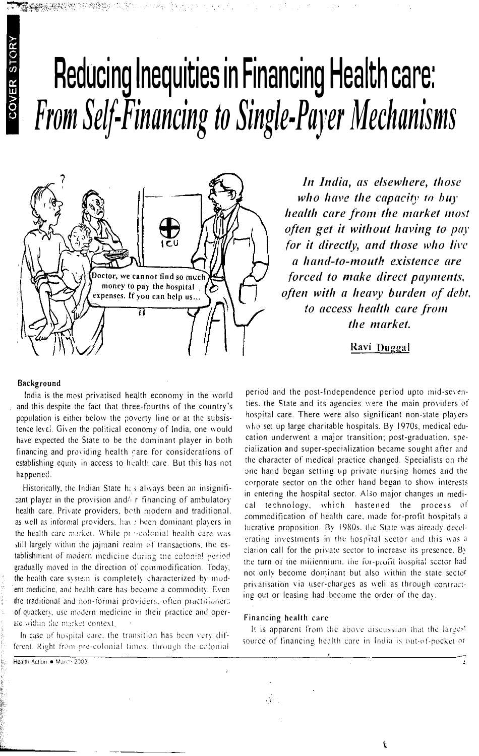# Reducing Inequities in Financing Health care: *From Self-Financing to Single-Payer Mechanisms*

*In India, as elsewhere, those who have the capacity to buy health care from the market most often get it without having to pay for it directly, and those who live a hand-to-mouth existence are forced to make direct payments, often with a heavy burden of debt, to access health care from the market.*

**Ravi Duggal**

### Background

India is the most privatised health economy in the world and this despite the fact that three-fourths of the country's population is either below the poverty line or at the subsistence level. Given the political economy of India, one would have expected the State to be the dominant player in both financing and providing health care for considerations of establishing equity in access to health care. But this has not happened.

Historically, the Indian State has always been an insignificant player in the provision and/or financing of ambulatory health care. Private providers, both modern and traditional, as well as informal providers, have been dominant players in the health care market. While pre-colonial health care was still largely within the jajmani realm of transactions, the establishment of modern medicine during the colonial period gradually moved in the direction of commodification. Today, the health care system is completely characterized by modern medicine, and health care has become a commodity. Even the traditional and non-formal providers, often practitioners of quackery, use modern medicine in their practice and operate within the market context.

In case of hospital care, the transition has been very different. Right from pre-colonial times, through the colonial period and the post-Independence period upto mid-seventies, the State and its agencies were the main providers of hospital care. There were also significant non-state players who set up large charitable hospitals. By 1970s, medical education underwent a major transition; post-graduation, specialization and super-specialization became sought after and the character of medical practice changed. Specialists on the one hand began setting up private nursing homes and the corporate sector on the other hand began to show interests in entering the hospital sector. Also major changes in medical technology, which hastened the process of commodification of health care, made for-profit hospitals a lucrative proposition. By 1980s, the State was already decelerating investments in the hospital sector and this was a clarion call for the private sector to increase its presence. By the turn of the millennium, the for-profit hospital sector had not only become dominant but also within the state sector privatisation via user-charges as well as through contracting out or leasing had become the order of the day.

### Financing health care

It is apparent from the above discussion that the largest source of financing health care in India is out-of-pocket or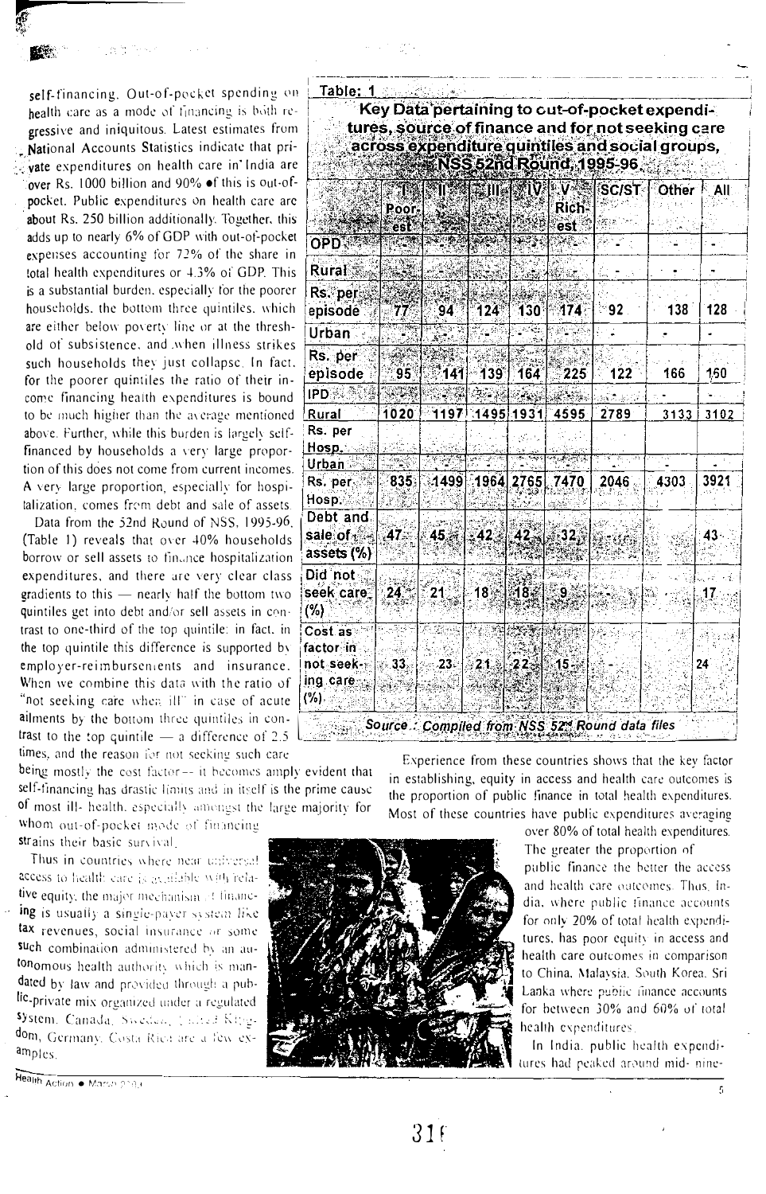self-financing. Out-of-pocket spending on health care as a mode of financing is both regressive and iniquitous. Latest estimates from National Accounts Statistics indicate that private expenditures on health care in India are over Rs. 1000 billion and 90% of this is out-of-pocket. Public expenditures on health care are about Rs. 250 billion additionally. Together, this adds up to nearly 6% of GDP with out-of-pocket expenses accounting for 72% of the share in total health expenditures or 4.3% of GDP. This is a substantial burden, especially for the poorer households, the bottom three quintiles, which are either below poverty line or at the threshold of subsistence, and when illness strikes such households they just collapse. In fact, for the poorer quintiles the ratio of their income financing health expenditures is bound to be much higher than the average mentioned above. Further, while this burden is largely self-financed by households a very large proportion of this does not come from current incomes. A very large proportion, especially for hospitalization, comes from debt and sale of assets.

Data from the 52nd Round of NSS, 1995-96, (Table 1) reveals that over 40% households borrow or sell assets to finance hospitalization expenditures, and there are very clear class gradients to this — nearly half the bottom two quintiles get into debt and/or sell assets in contrast to one-third of the top quintile: in fact, in the top quintile this difference is supported by employer-reimbursements and insurance. When we combine this data with the ratio of "not seeking care when ill" in case of acute ailments by the bottom three quintiles in contrast to the top quintile — a difference of 2.5 times, and the reason for not seeking such care being mostly the cost factor -- it becomes amply evident that self-financing has drastic limits and in itself is the prime cause of most ill- health, especially amongst the large majority for whom out-of-pocket mode of financing strains their basic survival.

**Table: 1**

**Key Data pertaining to out-of-pocket expenditures, source of finance and for not seeking care across expenditure quintiles and social groups, NSS 52nd Round, 1995-96**

| | I Poorest | II | III | IV | V Richest | SC/ST | Other | All |
|---|---|---|---|---|---|---|---|---|
| OPD | | | | | | - | - | - |
| Rural | | | | | | - | - | - |
| Rs. per episode | 77 | 94 | 124 | 130 | 174 | 92 | 138 | 128 |
| Urban | | | | | | - | - | - |
| Rs. per episode | 95 | 141 | 139 | 164 | 225 | 122 | 166 | 160 |
| IPD | | | | | | - | - | - |
| Rural | 1020 | 1197 | 1495 | 1931 | 4595 | 2789 | 3133 | 3102 |
| Rs. per Hosp. | | | | | | | | |
| Urban | | | | | | - | - | - |
| Rs. per Hosp. | 835 | 1499 | 1964 | 2765 | 7470 | 2046 | 4303 | 3921 |
| Debt and sale of assets (%) | 47 | 45 | 42 | 42 | 32 | | | 43 |
| Did not seek care (%) | 24 | 21 | 18 | 18 | 9 | | | 17 |
| Cost as factor in not seeking care (%) | 33 | 23 | 21 | 22 | 15 | - | | 24 |

*Source : Compiled from NSS 52nd Round data files*

Thus in countries where near universal access to health care is available with relative equity, the major mechanism of financing is usually a single-payer system like tax revenues, social insurance or some such combination administered by an autonomous health authority which is mandated by law and provided through a public-private mix organized under a regulated system. Canada, Sweden, United Kingdom, Germany, Costa Rica are a few examples.

Experience from these countries shows that the key factor in establishing equity in access and health care outcomes is the proportion of public finance in total health expenditures. Most of these countries have public expenditures averaging over 80% of total health expenditures. The greater the proportion of public finance the better the access and health care outcomes. Thus, India, where public finance accounts for only 20% of total health expenditures, has poor equity in access and health care outcomes in comparison to China, Malaysia, South Korea, Sri Lanka where public finance accounts for between 30% and 60% of total health expenditures.

In India, public health expenditures had peaked around mid- nine-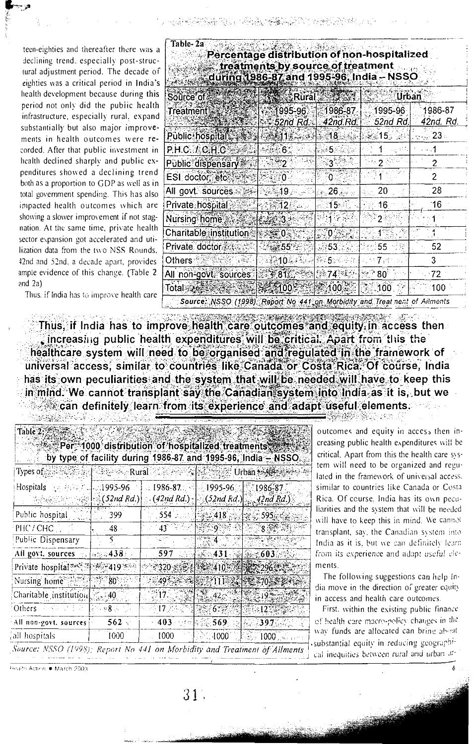teen-eighties and thereafter there was a declining trend, especially post-structural adjustment period. The decade of eighties was a critical period in India's health development because during this period not only did the public health infrastructure, especially rural, expand substantially but also major improvements in health outcomes were recorded. After that public investment in health declined sharply and public expenditures showed a declining trend both as a proportion to GDP as well as in total government spending. This has also impacted health outcomes which are showing a slower improvement if not stagnation. At the same time, private health sector expansion got accelerated and utilization data from the two NSS Rounds, 42nd and 52nd, a decade apart, provides ample evidence of this change. (Table 2 and 2a)

**Table-2a**

**Percentage distribution of non-hospitalized treatments by source of treatment during 1986-87 and 1995-96, India – NSSO**

| Source of Treatment | Rural | | Urban | |
|---|---|---|---|---|
| | 1995-96 52nd Rd. | 1986-87 42nd Rd. | 1995-96 52nd Rd. | 1986-87 42nd. Rd. |
| Public hospital | 11 | 18 | 15 | 23 |
| P.H.C. / C.H.C | 6 | 5 | 1 | 1 |
| Public dispensary | 2 | 3 | 2 | 2 |
| ESI doctor, etc | 0 | 0 | 1 | 2 |
| All govt. sources | 19 | 26 | 20 | 28 |
| Private hospital | 12 | 15 | 16 | 16 |
| Nursing home | 3 | 1 | 2 | 1 |
| Charitable institution | 0 | 0 | 1 | 1 |
| Private doctor | 55 | 53 | 55 | 52 |
| Others | 10 | 5 | 7 | 3 |
| All non-govt. sources | 81 | 74 | 80 | 72 |
| Total | 100 | 100 | 100 | 100 |

*Source: NSSO (1998); Report No 441 on Morbidity and Treatment of Ailments*

**Thus, if India has to improve health care outcomes and equity in access then increasing public health expenditures will be critical. Apart from this the healthcare system will need to be organised and regulated in the framework of universal access, similar to countries like Canada or Costa Rica. Of course, India has its own peculiarities and the system that will be needed will have to keep this in mind. We cannot transplant say the Canadian system into India as it is, but we can definitely learn from its experience and adapt useful elements.**

**Table 2:**

**Per 1000 distribution of hospitalized treatments by type of facility during 1986-87 and 1995-96, India – NSSO**

| Types of Hospitals | Rural | | Urban | |
|---|---|---|---|---|
| | 1995-96 (52nd Rd.) | 1986-87 (42nd Rd.) | 1995-96 (52nd Rd.) | 1986-87 (42nd Rd.) |
| Public hospital | 399 | 554 | 418 | 595 |
| PHC / CHC | 48 | 43 | 9 | 8 |
| Public Dispensary | 5 | - | 4 | - |
| All govt. sources | 438 | 597 | 431 | 603 |
| Private hospital | 419 | 320 | 410 | 296 |
| Nursing home | 80 | 49 | 111 | 70 |
| Charitable institution | 40 | 17 | 42 | 19 |
| Others | 8 | 17 | 6 | 12 |
| All non-govt. sources | 562 | 403 | 569 | 397 |
| all hospitals | 1000 | 1000 | 1000 | 1000 |

*Source: NSSO (1998); Report No 441 on Morbidity and Treatment of Ailments*

Thus, if India has to improve health care outcomes and equity in access then increasing public health expenditures will be critical. Apart from this the health care system will need to be organized and regulated in the framework of universal access, similar to countries like Canada or Costa Rica. Of course, India has its own peculiarities and the system that will be needed will have to keep this in mind. We cannot transplant, say, the Canadian system into India as it is, but we can definitely learn from its experience and adapt useful elements.

The following suggestions can help India move in the direction of greater equity in access and health care outcomes.

First, within the existing public finance of health care macro-policy changes in the way funds are allocated can bring about substantial equity in reducing geographical inequities between rural and urban ar-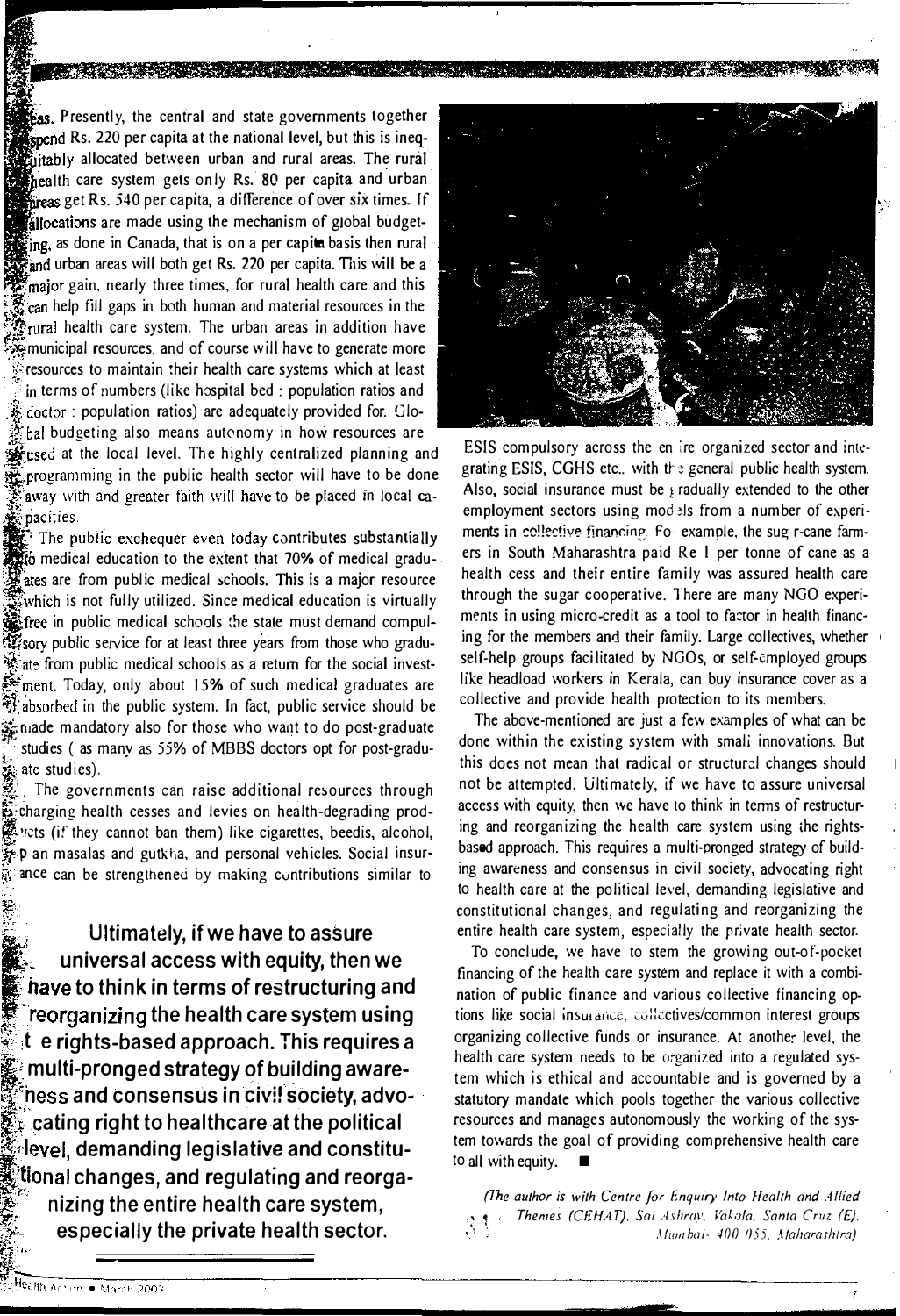eas. Presently, the central and state governments together spend Rs. 220 per capita at the national level, but this is inequitably allocated between urban and rural areas. The rural health care system gets only Rs. 80 per capita and urban areas get Rs. 540 per capita, a difference of over six times. If allocations are made using the mechanism of global budgeting, as done in Canada, that is on a per capita basis then rural and urban areas will both get Rs. 220 per capita. This will be a major gain, nearly three times, for rural health care and this can help fill gaps in both human and material resources in the rural health care system. The urban areas in addition have municipal resources, and of course will have to generate more resources to maintain their health care systems which at least in terms of numbers (like hospital bed : population ratios and doctor : population ratios) are adequately provided for. Global budgeting also means autonomy in how resources are used at the local level. The highly centralized planning and programming in the public health sector will have to be done away with and greater faith will have to be placed in local capacities.

The public exchequer even today contributes substantially to medical education to the extent that 70% of medical graduates are from public medical schools. This is a major resource which is not fully utilized. Since medical education is virtually free in public medical schools the state must demand compulsory public service for at least three years from those who graduate from public medical schools as a return for the social investment. Today, only about 15% of such medical graduates are absorbed in the public system. In fact, public service should be made mandatory also for those who want to do post-graduate studies ( as many as 55% of MBBS doctors opt for post-graduate studies).

The governments can raise additional resources through charging health cesses and levies on health-degrading products (if they cannot ban them) like cigarettes, beedis, alcohol, pan masalas and gutkha, and personal vehicles. Social insurance can be strengthened by making contributions similar to ESIS compulsory across the entire organized sector and integrating ESIS, CGHS etc., with the general public health system. Also, social insurance must be gradually extended to the other employment sectors using models from a number of experiments in collective financing. For example, the sugar-cane farmers in South Maharashtra paid Re 1 per tonne of cane as a health cess and their entire family was assured health care through the sugar cooperative. There are many NGO experiments in using micro-credit as a tool to factor in health financing for the members and their family. Large collectives, whether self-help groups facilitated by NGOs, or self-employed groups like headload workers in Kerala, can buy insurance cover as a collective and provide health protection to its members.

**Ultimately, if we have to assure universal access with equity, then we have to think in terms of restructuring and reorganizing the health care system using the rights-based approach. This requires a multi-pronged strategy of building awareness and consensus in civil society, advocating right to healthcare at the political level, demanding legislative and constitutional changes, and regulating and reorganizing the entire health care system, especially the private health sector.**

The above-mentioned are just a few examples of what can be done within the existing system with small innovations. But this does not mean that radical or structural changes should not be attempted. Ultimately, if we have to assure universal access with equity, then we have to think in terms of restructuring and reorganizing the health care system using the rights-based approach. This requires a multi-pronged strategy of building awareness and consensus in civil society, advocating right to health care at the political level, demanding legislative and constitutional changes, and regulating and reorganizing the entire health care system, especially the private health sector.

To conclude, we have to stem the growing out-of-pocket financing of the health care system and replace it with a combination of public finance and various collective financing options like social insurance, collectives/common interest groups organizing collective funds or insurance. At another level, the health care system needs to be organized into a regulated system which is ethical and accountable and is governed by a statutory mandate which pools together the various collective resources and manages autonomously the working of the system towards the goal of providing comprehensive health care to all with equity. ■

*(The author is with Centre for Enquiry Into Health and Allied Themes (CEHAT), Sai Ashray, Vakola, Santa Cruz (E), Mumbai- 400 055, Maharashtra)*